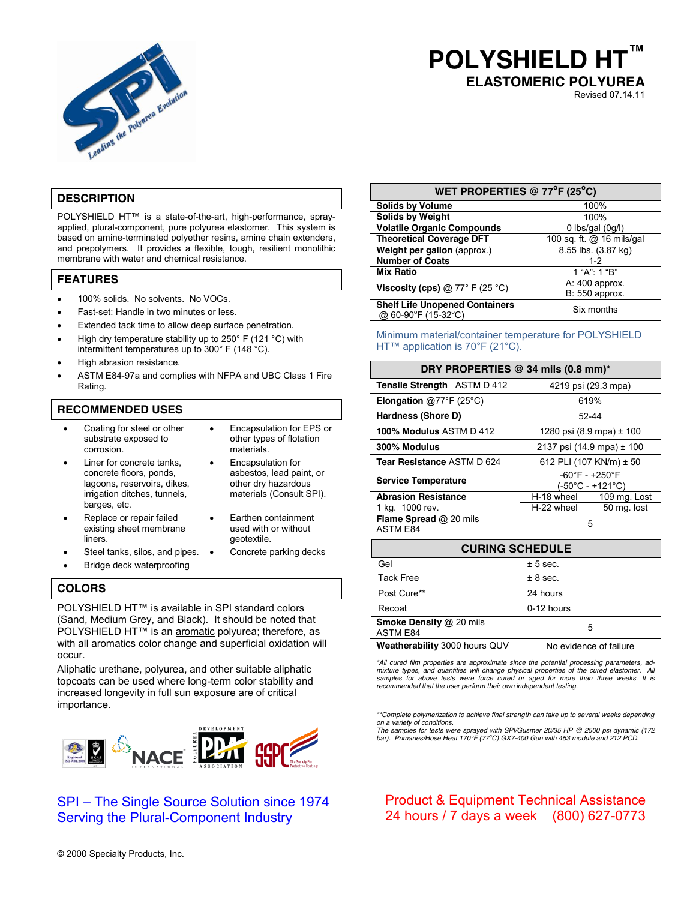# POLYSHIELD HT™

## ELASTOMERIC POLYUREA

Revised 07.14.11

## DESCRIPTION

POLYSHIELD HT™ is a state-of-the-art, high-performance, spray-applied, plural-component, pure polyurea elastomer. This system is based on amine-terminated polyether resins, amine chain extenders, and prepolymers. It provides a flexible, tough, resilient monolithic membrane with water and chemical resistance.

## FEATURES

- 100% solids. No solvents. No VOCs.
- Fast-set: Handle in two minutes or less.
- Extended tack time to allow deep surface penetration.
- High dry temperature stability up to 250° F (121 °C) with intermittent temperatures up to 300° F (148 °C).
- High abrasion resistance.
- ASTM E84-97a and complies with NFPA and UBC Class 1 Fire Rating.

## RECOMMENDED USES

- Coating for steel or other substrate exposed to corrosion.
- Liner for concrete tanks, concrete floors, ponds, lagoons, reservoirs, dikes, irrigation ditches, tunnels, barges, etc.
- Replace or repair failed existing sheet membrane liners.
- Steel tanks, silos, and pipes.
- Bridge deck waterproofing
- Encapsulation for EPS or other types of flotation materials.
- Encapsulation for asbestos, lead paint, or other dry hazardous materials (Consult SPI).
- Earthen containment used with or without geotextile.
- Concrete parking decks

## COLORS

POLYSHIELD HT™ is available in SPI standard colors (Sand, Medium Grey, and Black). It should be noted that POLYSHIELD HT™ is an aromatic polyurea; therefore, as with all aromatics color change and superficial oxidation will occur.

Aliphatic urethane, polyurea, and other suitable aliphatic topcoats can be used where long-term color stability and increased longevity in full sun exposure are of critical importance.

| WET PROPERTIES @ 77°F (25°C) | |
|---|---|
| **Solids by Volume** | 100% |
| **Solids by Weight** | 100% |
| **Volatile Organic Compounds** | 0 lbs/gal (0g/l) |
| **Theoretical Coverage DFT** | 100 sq. ft. @ 16 mils/gal |
| **Weight per gallon** (approx.) | 8.55 lbs. (3.87 kg) |
| **Number of Coats** | 1-2 |
| **Mix Ratio** | 1 "A": 1 "B" |
| **Viscosity (cps)** @ 77° F (25 °C) | A: 400 approx.<br>B: 550 approx. |
| **Shelf Life Unopened Containers** @ 60-90°F (15-32°C) | Six months |

Minimum material/container temperature for POLYSHIELD HT™ application is 70°F (21°C).

| DRY PROPERTIES @ 34 mils (0.8 mm)* | | |
|---|---|---|
| **Tensile Strength** ASTM D 412 | 4219 psi (29.3 mpa) | |
| **Elongation** @77°F (25°C) | 619% | |
| **Hardness (Shore D)** | 52-44 | |
| **100% Modulus** ASTM D 412 | 1280 psi (8.9 mpa) ± 100 | |
| **300% Modulus** | 2137 psi (14.9 mpa) ± 100 | |
| **Tear Resistance** ASTM D 624 | 612 PLI (107 KN/m) ± 50 | |
| **Service Temperature** | -60°F - +250°F<br>(-50°C - +121°C) | |
| **Abrasion Resistance** 1 kg. 1000 rev. | H-18 wheel | 109 mg. Lost |
| | H-22 wheel | 50 mg. lost |
| **Flame Spread** @ 20 mils ASTM E84 | 5 | |

| CURING SCHEDULE | |
|---|---|
| Gel | ± 5 sec. |
| Tack Free | ± 8 sec. |
| Post Cure** | 24 hours |
| Recoat | 0-12 hours |
| **Smoke Density** @ 20 mils ASTM E84 | 5 |
| **Weatherability** 3000 hours QUV | No evidence of failure |

*All cured film properties are approximate since the potential processing parameters, admixture types, and quantities will change physical properties of the cured elastomer. All samples for above tests were force cured or aged for more than three weeks. It is recommended that the user perform their own independent testing.*

*\*\*Complete polymerization to achieve final strength can take up to several weeks depending on a variety of conditions.*
*The samples for tests were sprayed with SPI/Gusmer 20/35 HP @ 2500 psi dynamic (172 bar). Primaries/Hose Heat 170°F (77°C) GX7-400 Gun with 453 module and 212 PCD.*

SPI – The Single Source Solution since 1974
Serving the Plural-Component Industry

Product & Equipment Technical Assistance
24 hours / 7 days a week (800) 627-0773

© 2000 Specialty Products, Inc.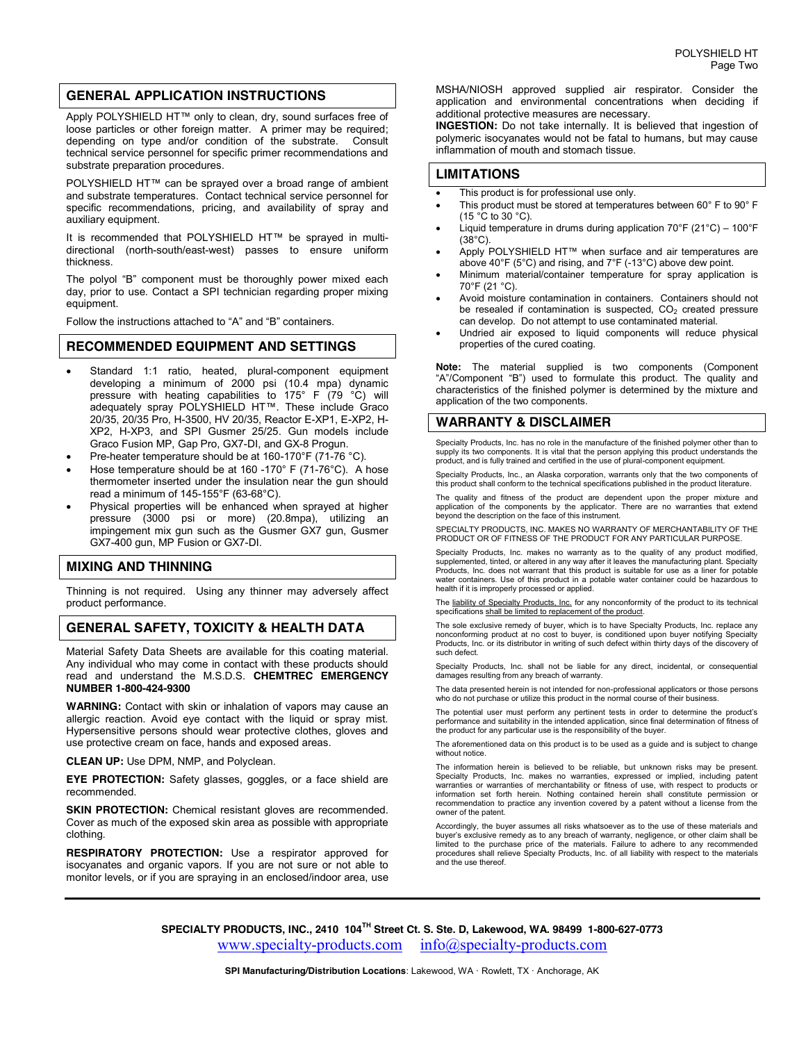## GENERAL APPLICATION INSTRUCTIONS

Apply POLYSHIELD HT™ only to clean, dry, sound surfaces free of loose particles or other foreign matter. A primer may be required; depending on type and/or condition of the substrate. Consult technical service personnel for specific primer recommendations and substrate preparation procedures.

POLYSHIELD HT™ can be sprayed over a broad range of ambient and substrate temperatures. Contact technical service personnel for specific recommendations, pricing, and availability of spray and auxiliary equipment.

It is recommended that POLYSHIELD HT™ be sprayed in multi-directional (north-south/east-west) passes to ensure uniform thickness.

The polyol "B" component must be thoroughly power mixed each day, prior to use. Contact a SPI technician regarding proper mixing equipment.

Follow the instructions attached to "A" and "B" containers.

## RECOMMENDED EQUIPMENT AND SETTINGS

- Standard 1:1 ratio, heated, plural-component equipment developing a minimum of 2000 psi (10.4 mpa) dynamic pressure with heating capabilities to 175° F (79 °C) will adequately spray POLYSHIELD HT™. These include Graco 20/35, 20/35 Pro, H-3500, HV 20/35, Reactor E-XP1, E-XP2, H-XP2, H-XP3, and SPI Gusmer 25/25. Gun models include Graco Fusion MP, Gap Pro, GX7-DI, and GX-8 Progun.
- Pre-heater temperature should be at 160-170°F (71-76 °C).
- Hose temperature should be at 160 -170° F (71-76°C). A hose thermometer inserted under the insulation near the gun should read a minimum of 145-155°F (63-68°C).
- Physical properties will be enhanced when sprayed at higher pressure (3000 psi or more) (20.8mpa), utilizing an impingement mix gun such as the Gusmer GX7 gun, Gusmer GX7-400 gun, MP Fusion or GX7-DI.

## MIXING AND THINNING

Thinning is not required. Using any thinner may adversely affect product performance.

## GENERAL SAFETY, TOXICITY & HEALTH DATA

Material Safety Data Sheets are available for this coating material. Any individual who may come in contact with these products should read and understand the M.S.D.S. **CHEMTREC EMERGENCY NUMBER 1-800-424-9300**

**WARNING:** Contact with skin or inhalation of vapors may cause an allergic reaction. Avoid eye contact with the liquid or spray mist. Hypersensitive persons should wear protective clothes, gloves and use protective cream on face, hands and exposed areas.

**CLEAN UP:** Use DPM, NMP, and Polyclean.

**EYE PROTECTION:** Safety glasses, goggles, or a face shield are recommended.

**SKIN PROTECTION:** Chemical resistant gloves are recommended. Cover as much of the exposed skin area as possible with appropriate clothing.

**RESPIRATORY PROTECTION:** Use a respirator approved for isocyanates and organic vapors. If you are not sure or not able to monitor levels, or if you are spraying in an enclosed/indoor area, use MSHA/NIOSH approved supplied air respirator. Consider the application and environmental concentrations when deciding if additional protective measures are necessary.

**INGESTION:** Do not take internally. It is believed that ingestion of polymeric isocyanates would not be fatal to humans, but may cause inflammation of mouth and stomach tissue.

## LIMITATIONS

- This product is for professional use only.
- This product must be stored at temperatures between 60° F to 90° F (15 °C to 30 °C).
- Liquid temperature in drums during application 70°F (21°C) – 100°F (38°C).
- Apply POLYSHIELD HT™ when surface and air temperatures are above 40°F (5°C) and rising, and 7°F (-13°C) above dew point.
- Minimum material/container temperature for spray application is 70°F (21 °C).
- Avoid moisture contamination in containers. Containers should not be resealed if contamination is suspected, $CO_2$ created pressure can develop. Do not attempt to use contaminated material.
- Undried air exposed to liquid components will reduce physical properties of the cured coating.

**Note:** The material supplied is two components (Component "A"/Component "B") used to formulate this product. The quality and characteristics of the finished polymer is determined by the mixture and application of the two components.

## WARRANTY & DISCLAIMER

Specialty Products, Inc. has no role in the manufacture of the finished polymer other than to supply its two components. It is vital that the person applying this product understands the product, and is fully trained and certified in the use of plural-component equipment.

Specialty Products, Inc., an Alaska corporation, warrants only that the two components of this product shall conform to the technical specifications published in the product literature.

The quality and fitness of the product are dependent upon the proper mixture and application of the components by the applicator. There are no warranties that extend beyond the description on the face of this instrument.

SPECIALTY PRODUCTS, INC. MAKES NO WARRANTY OF MERCHANTABILITY OF THE PRODUCT OR OF FITNESS OF THE PRODUCT FOR ANY PARTICULAR PURPOSE.

Specialty Products, Inc. makes no warranty as to the quality of any product modified, supplemented, tinted, or altered in any way after it leaves the manufacturing plant. Specialty Products, Inc. does not warrant that this product is suitable for use as a liner for potable water containers. Use of this product in a potable water container could be hazardous to health if it is improperly processed or applied.

The liability of Specialty Products, Inc. for any nonconformity of the product to its technical specifications shall be limited to replacement of the product.

The sole exclusive remedy of buyer, which is to have Specialty Products, Inc. replace any nonconforming product at no cost to buyer, is conditioned upon buyer notifying Specialty Products, Inc. or its distributor in writing of such defect within thirty days of the discovery of such defect.

Specialty Products, Inc. shall not be liable for any direct, incidental, or consequential damages resulting from any breach of warranty.

The data presented herein is not intended for non-professional applicators or those persons who do not purchase or utilize this product in the normal course of their business.

The potential user must perform any pertinent tests in order to determine the product's performance and suitability in the intended application, since final determination of fitness of the product for any particular use is the responsibility of the buyer.

The aforementioned data on this product is to be used as a guide and is subject to change without notice.

The information herein is believed to be reliable, but unknown risks may be present. Specialty Products, Inc. makes no warranties, expressed or implied, including patent warranties or warranties of merchantability or fitness of use, with respect to products or information set forth herein. Nothing contained herein shall constitute permission or recommendation to practice any invention covered by a patent without a license from the owner of the patent.

Accordingly, the buyer assumes all risks whatsoever as to the use of these materials and buyer's exclusive remedy as to any breach of warranty, negligence, or other claim shall be limited to the purchase price of the materials. Failure to adhere to any recommended procedures shall relieve Specialty Products, Inc. of all liability with respect to the materials and the use thereof.

**SPECIALTY PRODUCTS, INC., 2410 104TH Street Ct. S. Ste. D, Lakewood, WA. 98499 1-800-627-0773**

www.specialty-products.com info@specialty-products.com

**SPI Manufacturing/Distribution Locations**: Lakewood, WA · Rowlett, TX · Anchorage, AK